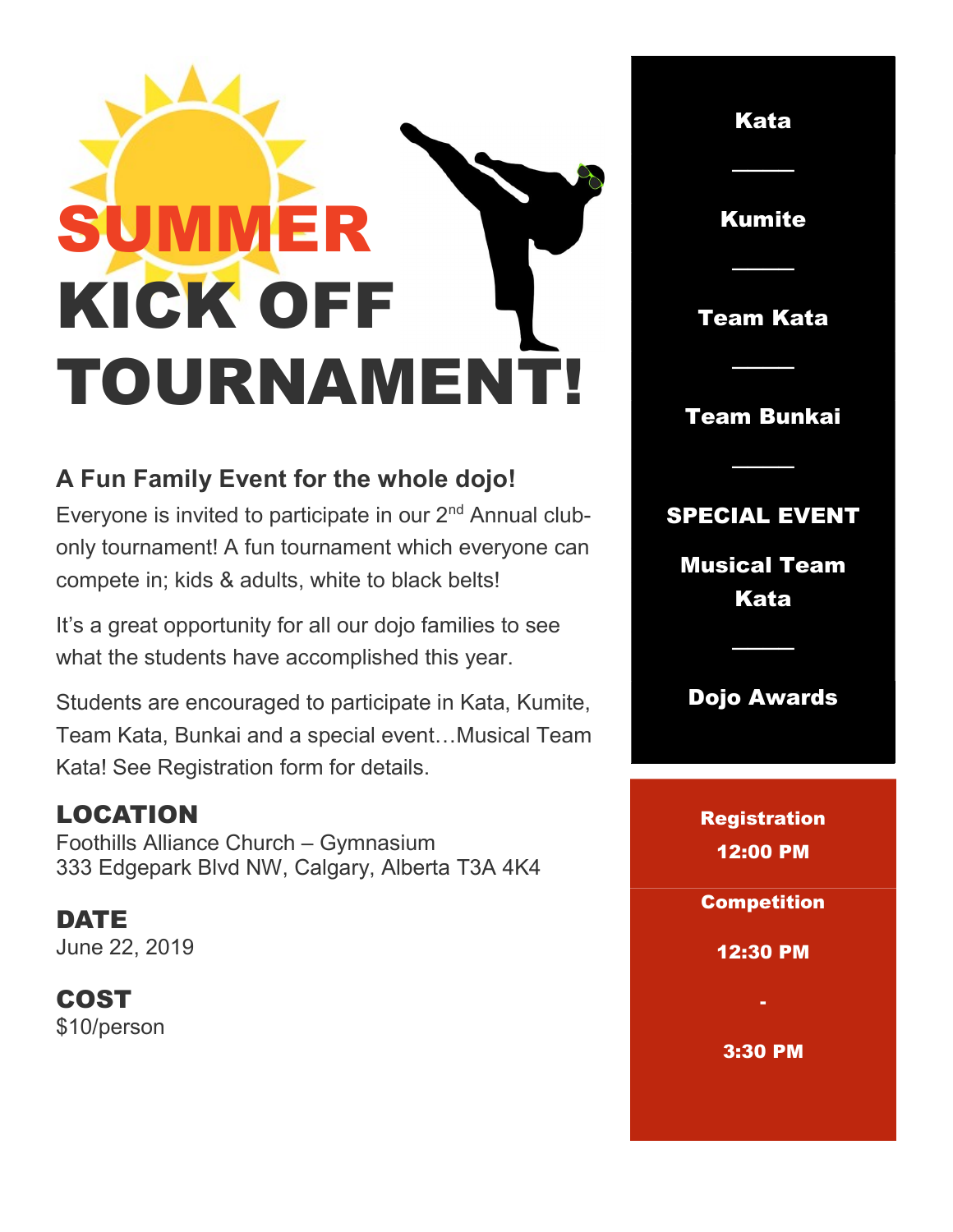# SUMMER KICK OFF TOURNAMENT!

## A Fun Family Event for the whole dojo!

Everyone is invited to participate in our 2nd Annual club-only tournament! A fun tournament which everyone can compete in; kids & adults, white to black belts!

It's a great opportunity for all our dojo families to see what the students have accomplished this year.

Students are encouraged to participate in Kata, Kumite, Team Kata, Bunkai and a special event…Musical Team Kata! See Registration form for details.

### LOCATION

Foothills Alliance Church – Gymnasium
333 Edgepark Blvd NW, Calgary, Alberta T3A 4K4

### DATE

June 22, 2019

### COST

$10/person

**Kata**

---

**Kumite**

---

**Team Kata**

---

**Team Bunkai**

---

**SPECIAL EVENT**

**Musical Team Kata**

---

**Dojo Awards**

**Registration**

**12:00 PM**

**Competition**

**12:30 PM**

**-**

**3:30 PM**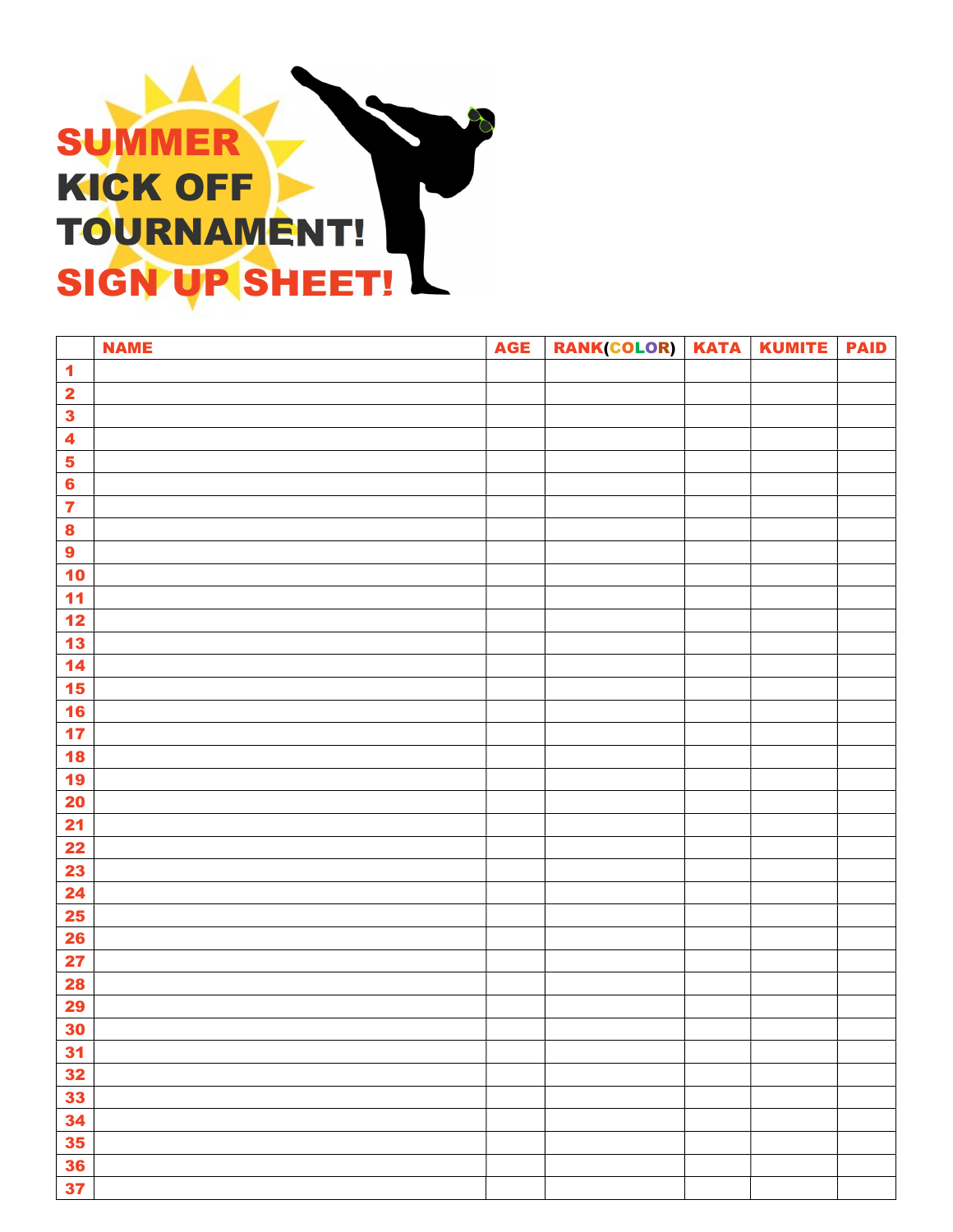# SUMMER KICK OFF TOURNAMENT! SIGN UP SHEET!

| | NAME | AGE | RANK(COLOR) | KATA | KUMITE | PAID |
|---|---|---|---|---|---|---|
| 1 | | | | | | |
| 2 | | | | | | |
| 3 | | | | | | |
| 4 | | | | | | |
| 5 | | | | | | |
| 6 | | | | | | |
| 7 | | | | | | |
| 8 | | | | | | |
| 9 | | | | | | |
| 10 | | | | | | |
| 11 | | | | | | |
| 12 | | | | | | |
| 13 | | | | | | |
| 14 | | | | | | |
| 15 | | | | | | |
| 16 | | | | | | |
| 17 | | | | | | |
| 18 | | | | | | |
| 19 | | | | | | |
| 20 | | | | | | |
| 21 | | | | | | |
| 22 | | | | | | |
| 23 | | | | | | |
| 24 | | | | | | |
| 25 | | | | | | |
| 26 | | | | | | |
| 27 | | | | | | |
| 28 | | | | | | |
| 29 | | | | | | |
| 30 | | | | | | |
| 31 | | | | | | |
| 32 | | | | | | |
| 33 | | | | | | |
| 34 | | | | | | |
| 35 | | | | | | |
| 36 | | | | | | |
| 37 | | | | | | |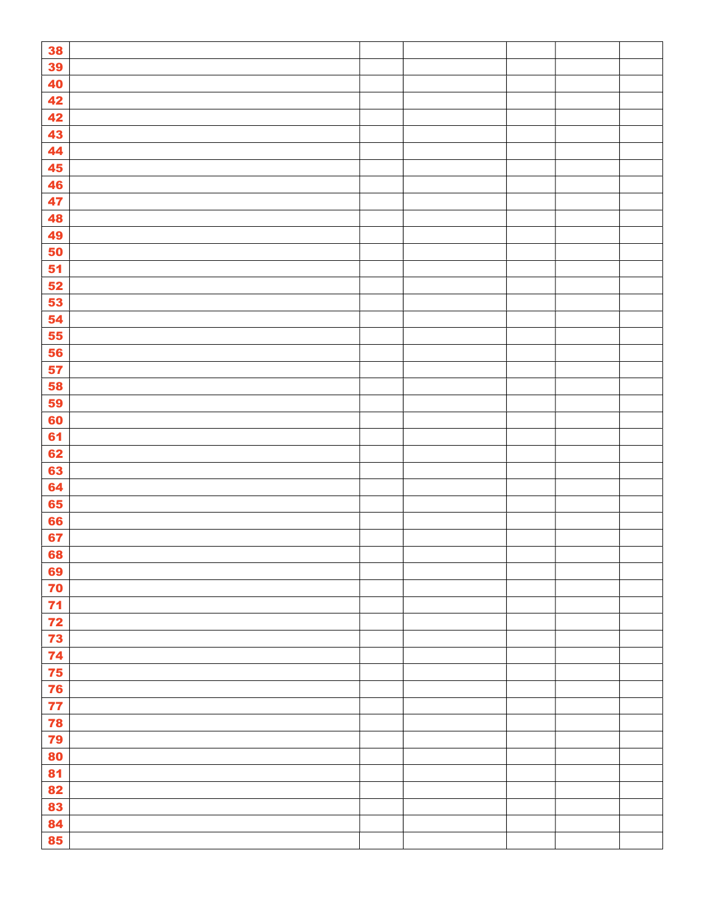| | | | | | | |
|---|---|---|---|---|---|---|
| **38** | | | | | | |
| **39** | | | | | | |
| **40** | | | | | | |
| **42** | | | | | | |
| **42** | | | | | | |
| **43** | | | | | | |
| **44** | | | | | | |
| **45** | | | | | | |
| **46** | | | | | | |
| **47** | | | | | | |
| **48** | | | | | | |
| **49** | | | | | | |
| **50** | | | | | | |
| **51** | | | | | | |
| **52** | | | | | | |
| **53** | | | | | | |
| **54** | | | | | | |
| **55** | | | | | | |
| **56** | | | | | | |
| **57** | | | | | | |
| **58** | | | | | | |
| **59** | | | | | | |
| **60** | | | | | | |
| **61** | | | | | | |
| **62** | | | | | | |
| **63** | | | | | | |
| **64** | | | | | | |
| **65** | | | | | | |
| **66** | | | | | | |
| **67** | | | | | | |
| **68** | | | | | | |
| **69** | | | | | | |
| **70** | | | | | | |
| **71** | | | | | | |
| **72** | | | | | | |
| **73** | | | | | | |
| **74** | | | | | | |
| **75** | | | | | | |
| **76** | | | | | | |
| **77** | | | | | | |
| **78** | | | | | | |
| **79** | | | | | | |
| **80** | | | | | | |
| **81** | | | | | | |
| **82** | | | | | | |
| **83** | | | | | | |
| **84** | | | | | | |
| **85** | | | | | | |